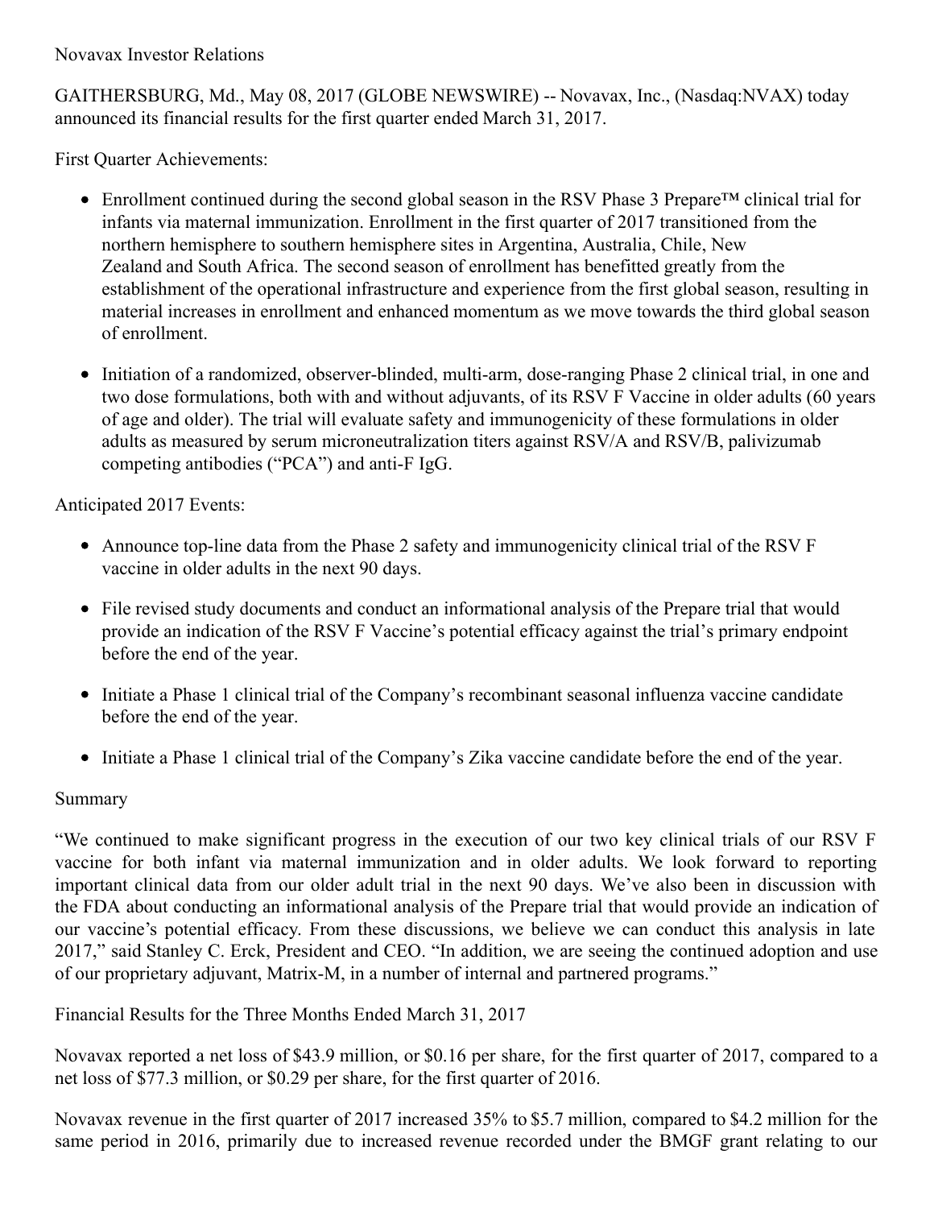Novavax Investor Relations

GAITHERSBURG, Md., May 08, 2017 (GLOBE NEWSWIRE) -- Novavax, Inc., (Nasdaq:NVAX) today announced its financial results for the first quarter ended March 31, 2017.

First Quarter Achievements:

- Enrollment continued during the second global season in the RSV Phase 3 Prepare™ clinical trial for infants via maternal immunization. Enrollment in the first quarter of 2017 transitioned from the northern hemisphere to southern hemisphere sites in Argentina, Australia, Chile, New Zealand and South Africa. The second season of enrollment has benefitted greatly from the establishment of the operational infrastructure and experience from the first global season, resulting in material increases in enrollment and enhanced momentum as we move towards the third global season of enrollment.
- Initiation of a randomized, observer-blinded, multi-arm, dose-ranging Phase 2 clinical trial, in one and two dose formulations, both with and without adjuvants, of its RSV F Vaccine in older adults (60 years of age and older). The trial will evaluate safety and immunogenicity of these formulations in older adults as measured by serum microneutralization titers against RSV/A and RSV/B, palivizumab competing antibodies ("PCA") and anti-F IgG.

Anticipated 2017 Events:

- Announce top-line data from the Phase 2 safety and immunogenicity clinical trial of the RSV F vaccine in older adults in the next 90 days.
- File revised study documents and conduct an informational analysis of the Prepare trial that would provide an indication of the RSV F Vaccine's potential efficacy against the trial's primary endpoint before the end of the year.
- Initiate a Phase 1 clinical trial of the Company's recombinant seasonal influenza vaccine candidate before the end of the year.
- Initiate a Phase 1 clinical trial of the Company's Zika vaccine candidate before the end of the year.

Summary

"We continued to make significant progress in the execution of our two key clinical trials of our RSV F vaccine for both infant via maternal immunization and in older adults. We look forward to reporting important clinical data from our older adult trial in the next 90 days. We've also been in discussion with the FDA about conducting an informational analysis of the Prepare trial that would provide an indication of our vaccine's potential efficacy. From these discussions, we believe we can conduct this analysis in late 2017," said Stanley C. Erck, President and CEO. "In addition, we are seeing the continued adoption and use of our proprietary adjuvant, Matrix-M, in a number of internal and partnered programs."

Financial Results for the Three Months Ended March 31, 2017

Novavax reported a net loss of $43.9 million, or $0.16 per share, for the first quarter of 2017, compared to a net loss of $77.3 million, or $0.29 per share, for the first quarter of 2016.

Novavax revenue in the first quarter of 2017 increased 35% to $5.7 million, compared to $4.2 million for the same period in 2016, primarily due to increased revenue recorded under the BMGF grant relating to our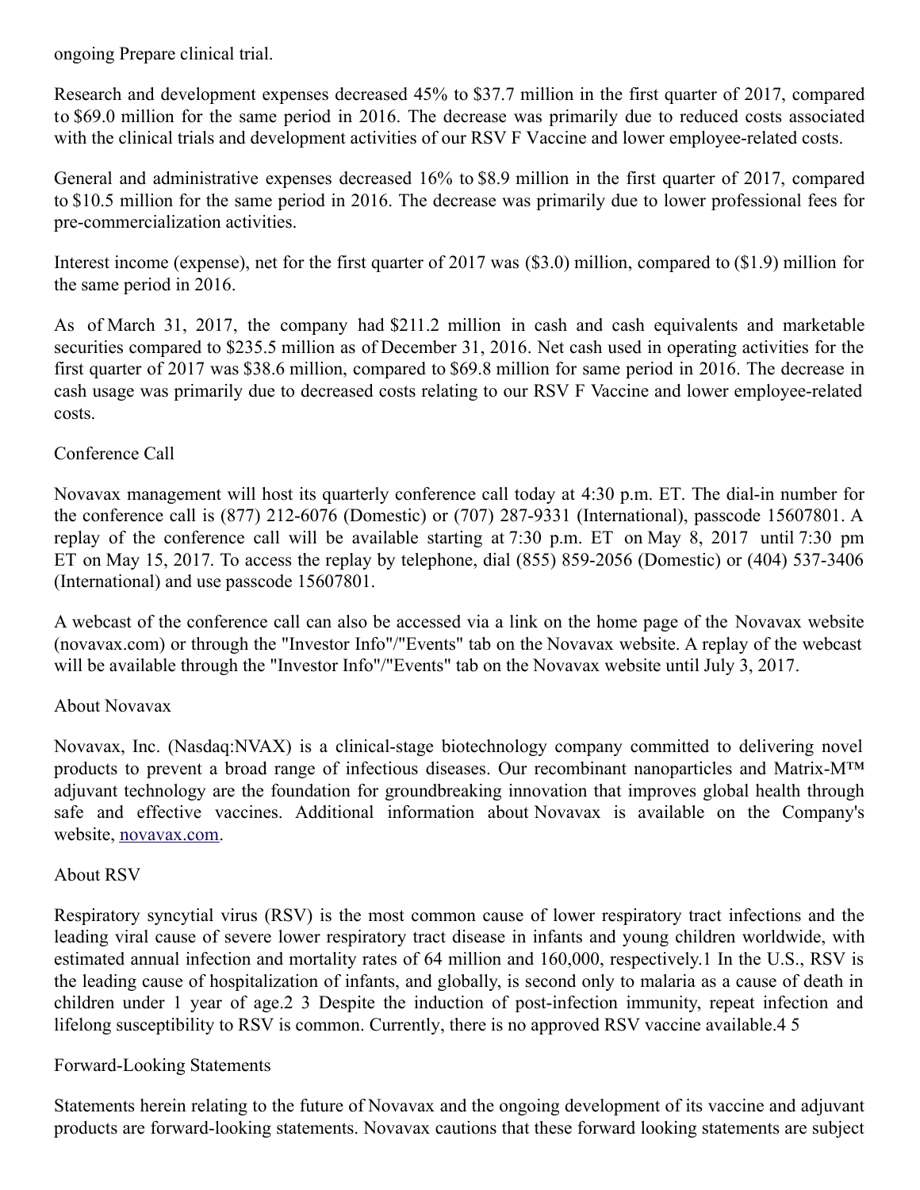ongoing Prepare clinical trial.

Research and development expenses decreased 45% to $37.7 million in the first quarter of 2017, compared to $69.0 million for the same period in 2016. The decrease was primarily due to reduced costs associated with the clinical trials and development activities of our RSV F Vaccine and lower employee-related costs.

General and administrative expenses decreased 16% to $8.9 million in the first quarter of 2017, compared to $10.5 million for the same period in 2016. The decrease was primarily due to lower professional fees for pre-commercialization activities.

Interest income (expense), net for the first quarter of 2017 was ($3.0) million, compared to ($1.9) million for the same period in 2016.

As of March 31, 2017, the company had $211.2 million in cash and cash equivalents and marketable securities compared to $235.5 million as of December 31, 2016. Net cash used in operating activities for the first quarter of 2017 was $38.6 million, compared to $69.8 million for same period in 2016. The decrease in cash usage was primarily due to decreased costs relating to our RSV F Vaccine and lower employee-related costs.

## Conference Call

Novavax management will host its quarterly conference call today at 4:30 p.m. ET. The dial-in number for the conference call is (877) 212-6076 (Domestic) or (707) 287-9331 (International), passcode 15607801. A replay of the conference call will be available starting at 7:30 p.m. ET on May 8, 2017 until 7:30 pm ET on May 15, 2017. To access the replay by telephone, dial (855) 859-2056 (Domestic) or (404) 537-3406 (International) and use passcode 15607801.

A webcast of the conference call can also be accessed via a link on the home page of the Novavax website (novavax.com) or through the "Investor Info"/"Events" tab on the Novavax website. A replay of the webcast will be available through the "Investor Info"/"Events" tab on the Novavax website until July 3, 2017.

## About Novavax

Novavax, Inc. (Nasdaq:NVAX) is a clinical-stage biotechnology company committed to delivering novel products to prevent a broad range of infectious diseases. Our recombinant nanoparticles and Matrix-M™ adjuvant technology are the foundation for groundbreaking innovation that improves global health through safe and effective vaccines. Additional information about Novavax is available on the Company's website, [novavax.com](novavax.com).

## About RSV

Respiratory syncytial virus (RSV) is the most common cause of lower respiratory tract infections and the leading viral cause of severe lower respiratory tract disease in infants and young children worldwide, with estimated annual infection and mortality rates of 64 million and 160,000, respectively.[1] In the U.S., RSV is the leading cause of hospitalization of infants, and globally, is second only to malaria as a cause of death in children under 1 year of age.[2 3] Despite the induction of post-infection immunity, repeat infection and lifelong susceptibility to RSV is common. Currently, there is no approved RSV vaccine available.[4 5]

## Forward-Looking Statements

Statements herein relating to the future of Novavax and the ongoing development of its vaccine and adjuvant products are forward-looking statements. Novavax cautions that these forward looking statements are subject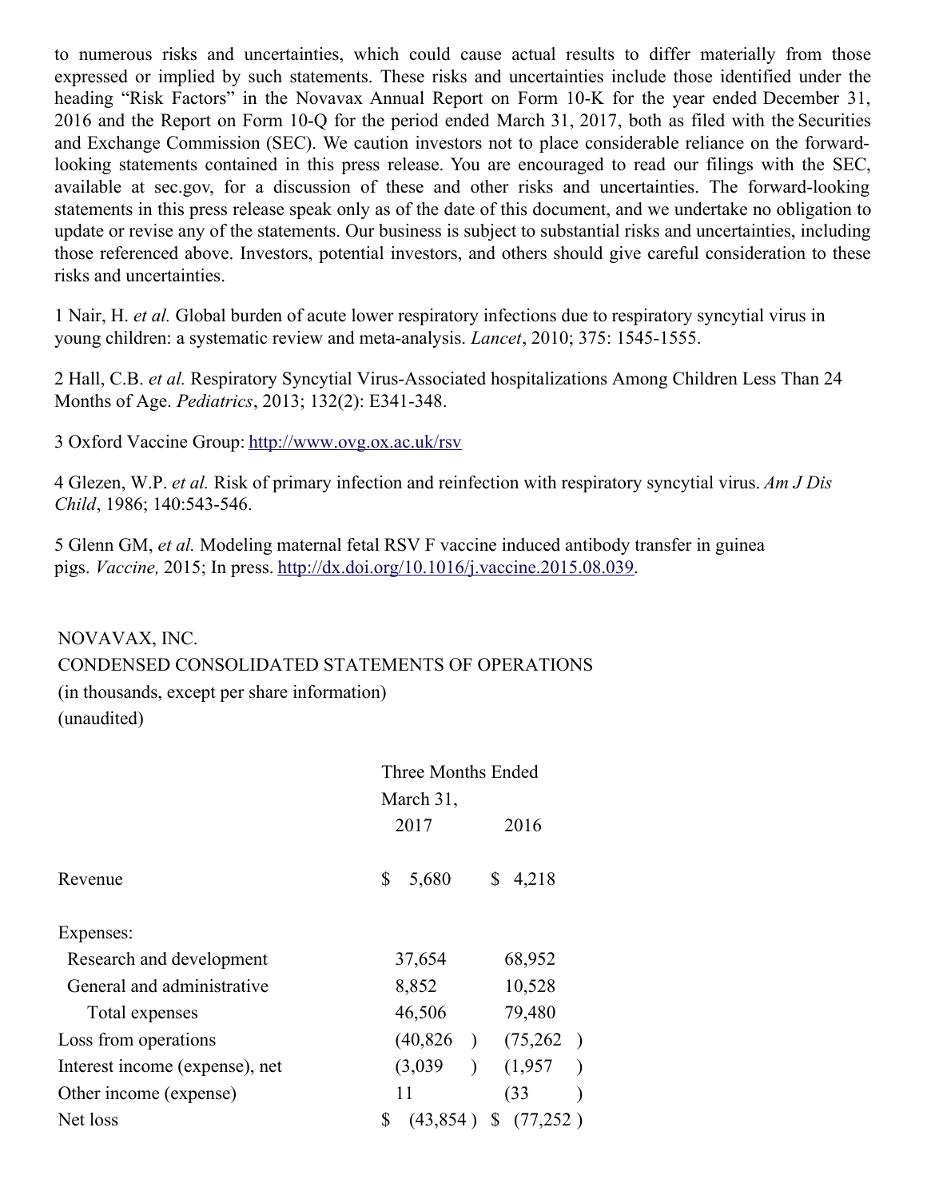to numerous risks and uncertainties, which could cause actual results to differ materially from those expressed or implied by such statements. These risks and uncertainties include those identified under the heading "Risk Factors" in the Novavax Annual Report on Form 10-K for the year ended December 31, 2016 and the Report on Form 10-Q for the period ended March 31, 2017, both as filed with the Securities and Exchange Commission (SEC). We caution investors not to place considerable reliance on the forward-looking statements contained in this press release. You are encouraged to read our filings with the SEC, available at sec.gov, for a discussion of these and other risks and uncertainties. The forward-looking statements in this press release speak only as of the date of this document, and we undertake no obligation to update or revise any of the statements. Our business is subject to substantial risks and uncertainties, including those referenced above. Investors, potential investors, and others should give careful consideration to these risks and uncertainties.

1 Nair, H. *et al.* Global burden of acute lower respiratory infections due to respiratory syncytial virus in young children: a systematic review and meta-analysis. *Lancet*, 2010; 375: 1545-1555.

2 Hall, C.B. *et al.* Respiratory Syncytial Virus-Associated hospitalizations Among Children Less Than 24 Months of Age. *Pediatrics*, 2013; 132(2): E341-348.

3 Oxford Vaccine Group: http://www.ovg.ox.ac.uk/rsv

4 Glezen, W.P. *et al.* Risk of primary infection and reinfection with respiratory syncytial virus. *Am J Dis Child*, 1986; 140:543-546.

5 Glenn GM, *et al.* Modeling maternal fetal RSV F vaccine induced antibody transfer in guinea pigs. *Vaccine,* 2015; In press. http://dx.doi.org/10.1016/j.vaccine.2015.08.039.

NOVAVAX, INC.
CONDENSED CONSOLIDATED STATEMENTS OF OPERATIONS
(in thousands, except per share information)
(unaudited)

| | Three Months Ended March 31, | |
|---|---|---|
| | 2017 | 2016 |
| Revenue | $ 5,680 | $ 4,218 |
| Expenses: | | |
| Research and development | 37,654 | 68,952 |
| General and administrative | 8,852 | 10,528 |
| Total expenses | 46,506 | 79,480 |
| Loss from operations | (40,826) | (75,262) |
| Interest income (expense), net | (3,039) | (1,957) |
| Other income (expense) | 11 | (33) |
| Net loss | $ (43,854) | $ (77,252) |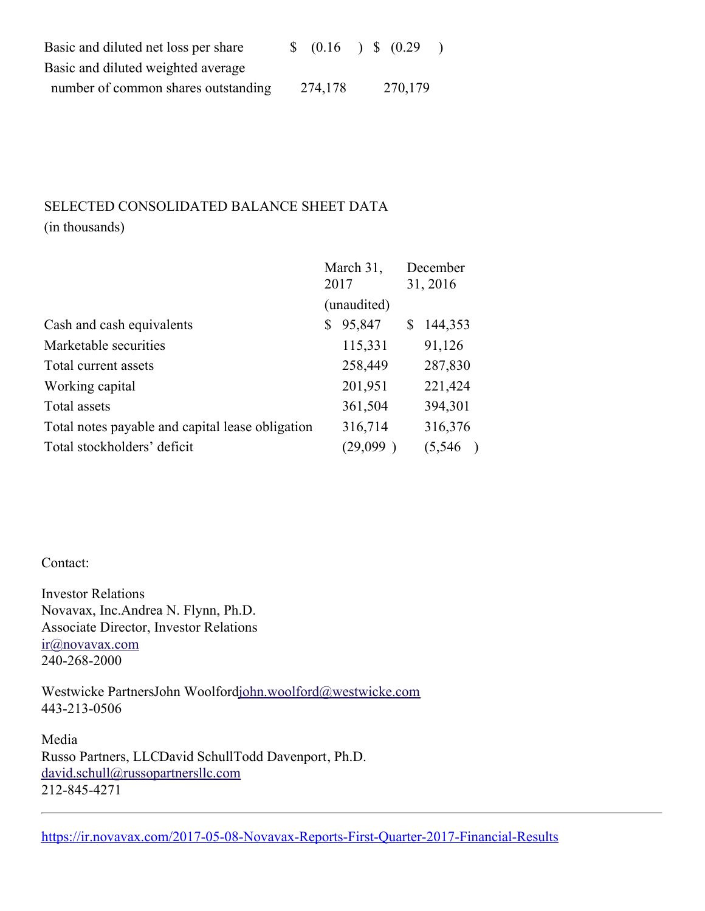| | | |
|---|---|---|
| Basic and diluted net loss per share | $ (0.16 ) | $ (0.29 ) |
| Basic and diluted weighted average number of common shares outstanding | 274,178 | 270,179 |

SELECTED CONSOLIDATED BALANCE SHEET DATA
(in thousands)

| | March 31, 2017 (unaudited) | December 31, 2016 |
|---|---|---|
| Cash and cash equivalents | $ 95,847 | $ 144,353 |
| Marketable securities | 115,331 | 91,126 |
| Total current assets | 258,449 | 287,830 |
| Working capital | 201,951 | 221,424 |
| Total assets | 361,504 | 394,301 |
| Total notes payable and capital lease obligation | 316,714 | 316,376 |
| Total stockholders' deficit | (29,099 ) | (5,546 ) |

Contact:

Investor Relations
Novavax, Inc.Andrea N. Flynn, Ph.D.
Associate Director, Investor Relations
ir@novavax.com
240-268-2000

Westwicke PartnersJohn Woolfordjohn.woolford@westwicke.com
443-213-0506

Media
Russo Partners, LLCDavid SchullTodd Davenport, Ph.D.
david.schull@russopartnersllc.com
212-845-4271

https://ir.novavax.com/2017-05-08-Novavax-Reports-First-Quarter-2017-Financial-Results